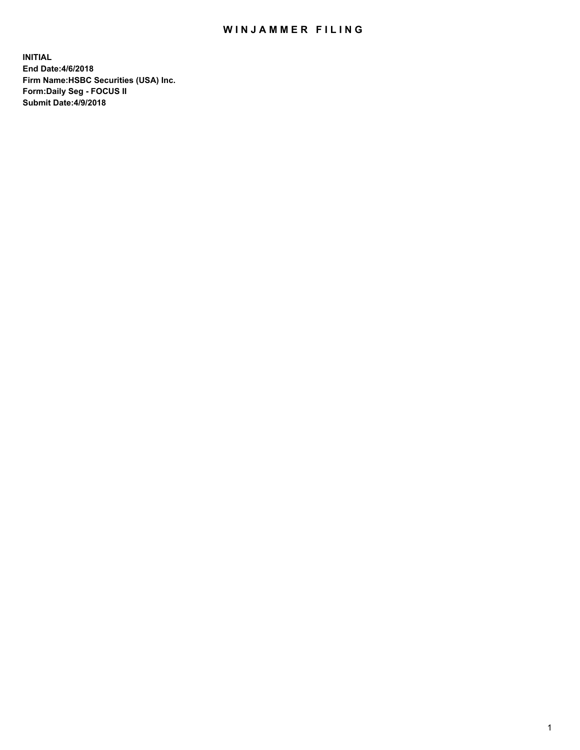# WINJAMMER FILING

**INITIAL**
**End Date:4/6/2018**
**Firm Name:HSBC Securities (USA) Inc.**
**Form:Daily Seg - FOCUS II**
**Submit Date:4/9/2018**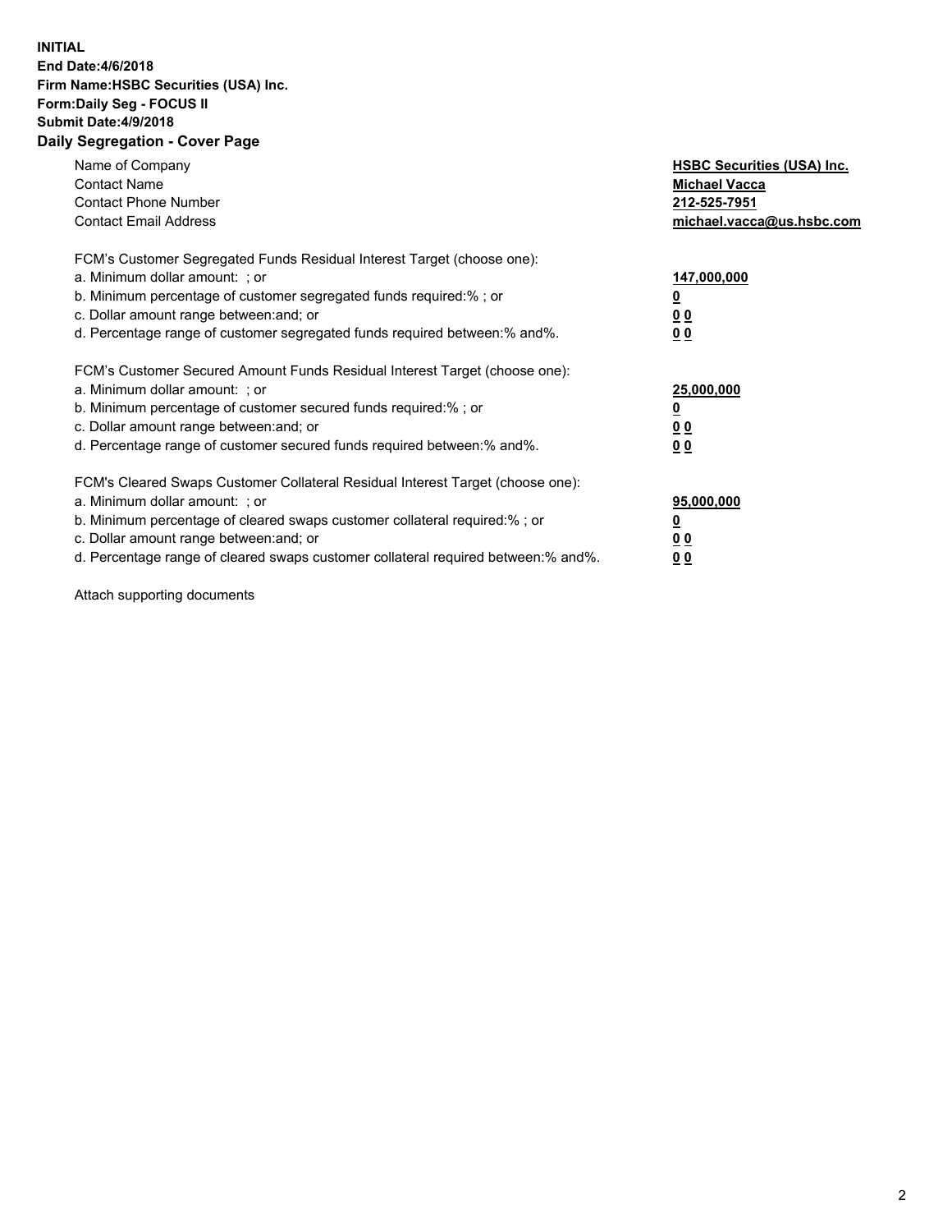**INITIAL**
**End Date:4/6/2018**
**Firm Name:HSBC Securities (USA) Inc.**
**Form:Daily Seg - FOCUS II**
**Submit Date:4/9/2018**

## Daily Segregation - Cover Page

| | |
|---|---|
| Name of Company | **HSBC Securities (USA) Inc.** |
| Contact Name | **Michael Vacca** |
| Contact Phone Number | **212-525-7951** |
| Contact Email Address | **michael.vacca@us.hsbc.com** |

| | |
|---|---|
| FCM's Customer Segregated Funds Residual Interest Target (choose one): | |
| a. Minimum dollar amount: ; or | **147,000,000** |
| b. Minimum percentage of customer segregated funds required:% ; or | **0** |
| c. Dollar amount range between:and; or | **0 0** |
| d. Percentage range of customer segregated funds required between:% and%. | **0 0** |

| | |
|---|---|
| FCM's Customer Secured Amount Funds Residual Interest Target (choose one): | |
| a. Minimum dollar amount: ; or | **25,000,000** |
| b. Minimum percentage of customer secured funds required:% ; or | **0** |
| c. Dollar amount range between:and; or | **0 0** |
| d. Percentage range of customer secured funds required between:% and%. | **0 0** |

| | |
|---|---|
| FCM's Cleared Swaps Customer Collateral Residual Interest Target (choose one): | |
| a. Minimum dollar amount: ; or | **95,000,000** |
| b. Minimum percentage of cleared swaps customer collateral required:% ; or | **0** |
| c. Dollar amount range between:and; or | **0 0** |
| d. Percentage range of cleared swaps customer collateral required between:% and%. | **0 0** |

Attach supporting documents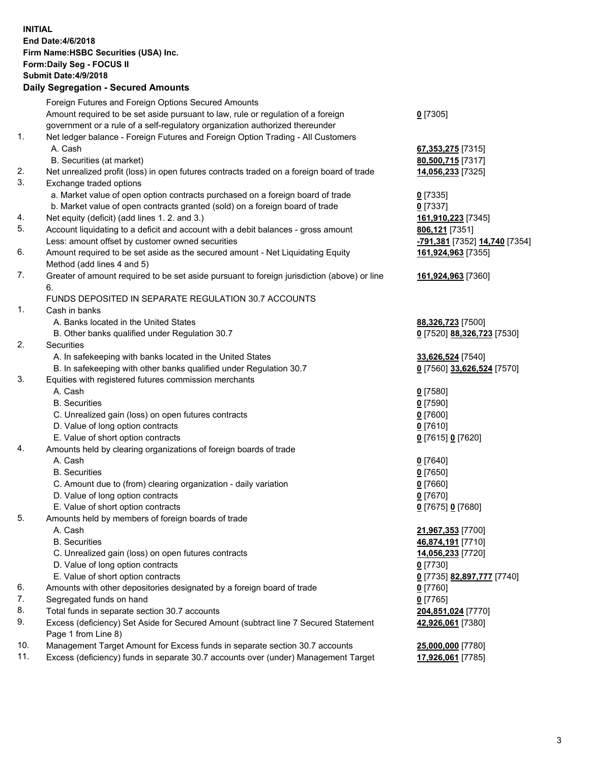**INITIAL**
**End Date:4/6/2018**
**Firm Name:HSBC Securities (USA) Inc.**
**Form:Daily Seg - FOCUS II**
**Submit Date:4/9/2018**
**Daily Segregation - Secured Amounts**

| | | |
|---|---|---|
| | Foreign Futures and Foreign Options Secured Amounts | |
| | Amount required to be set aside pursuant to law, rule or regulation of a foreign government or a rule of a self-regulatory organization authorized thereunder | **0** [7305] |
| 1. | Net ledger balance - Foreign Futures and Foreign Option Trading - All Customers | |
| | A. Cash | **67,353,275** [7315] |
| | B. Securities (at market) | **80,500,715** [7317] |
| 2. | Net unrealized profit (loss) in open futures contracts traded on a foreign board of trade | **14,056,233** [7325] |
| 3. | Exchange traded options | |
| | a. Market value of open option contracts purchased on a foreign board of trade | **0** [7335] |
| | b. Market value of open contracts granted (sold) on a foreign board of trade | **0** [7337] |
| 4. | Net equity (deficit) (add lines 1. 2. and 3.) | **161,910,223** [7345] |
| 5. | Account liquidating to a deficit and account with a debit balances - gross amount | **806,121** [7351] |
| | Less: amount offset by customer owned securities | **-791,381** [7352] **14,740** [7354] |
| 6. | Amount required to be set aside as the secured amount - Net Liquidating Equity Method (add lines 4 and 5) | **161,924,963** [7355] |
| 7. | Greater of amount required to be set aside pursuant to foreign jurisdiction (above) or line 6. | **161,924,963** [7360] |
| | FUNDS DEPOSITED IN SEPARATE REGULATION 30.7 ACCOUNTS | |
| 1. | Cash in banks | |
| | A. Banks located in the United States | **88,326,723** [7500] |
| | B. Other banks qualified under Regulation 30.7 | **0** [7520] **88,326,723** [7530] |
| 2. | Securities | |
| | A. In safekeeping with banks located in the United States | **33,626,524** [7540] |
| | B. In safekeeping with other banks qualified under Regulation 30.7 | **0** [7560] **33,626,524** [7570] |
| 3. | Equities with registered futures commission merchants | |
| | A. Cash | **0** [7580] |
| | B. Securities | **0** [7590] |
| | C. Unrealized gain (loss) on open futures contracts | **0** [7600] |
| | D. Value of long option contracts | **0** [7610] |
| | E. Value of short option contracts | **0** [7615] **0** [7620] |
| 4. | Amounts held by clearing organizations of foreign boards of trade | |
| | A. Cash | **0** [7640] |
| | B. Securities | **0** [7650] |
| | C. Amount due to (from) clearing organization - daily variation | **0** [7660] |
| | D. Value of long option contracts | **0** [7670] |
| | E. Value of short option contracts | **0** [7675] **0** [7680] |
| 5. | Amounts held by members of foreign boards of trade | |
| | A. Cash | **21,967,353** [7700] |
| | B. Securities | **46,874,191** [7710] |
| | C. Unrealized gain (loss) on open futures contracts | **14,056,233** [7720] |
| | D. Value of long option contracts | **0** [7730] |
| | E. Value of short option contracts | **0** [7735] **82,897,777** [7740] |
| 6. | Amounts with other depositories designated by a foreign board of trade | **0** [7760] |
| 7. | Segregated funds on hand | **0** [7765] |
| 8. | Total funds in separate section 30.7 accounts | **204,851,024** [7770] |
| 9. | Excess (deficiency) Set Aside for Secured Amount (subtract line 7 Secured Statement Page 1 from Line 8) | **42,926,061** [7380] |
| 10. | Management Target Amount for Excess funds in separate section 30.7 accounts | **25,000,000** [7780] |
| 11. | Excess (deficiency) funds in separate 30.7 accounts over (under) Management Target | **17,926,061** [7785] |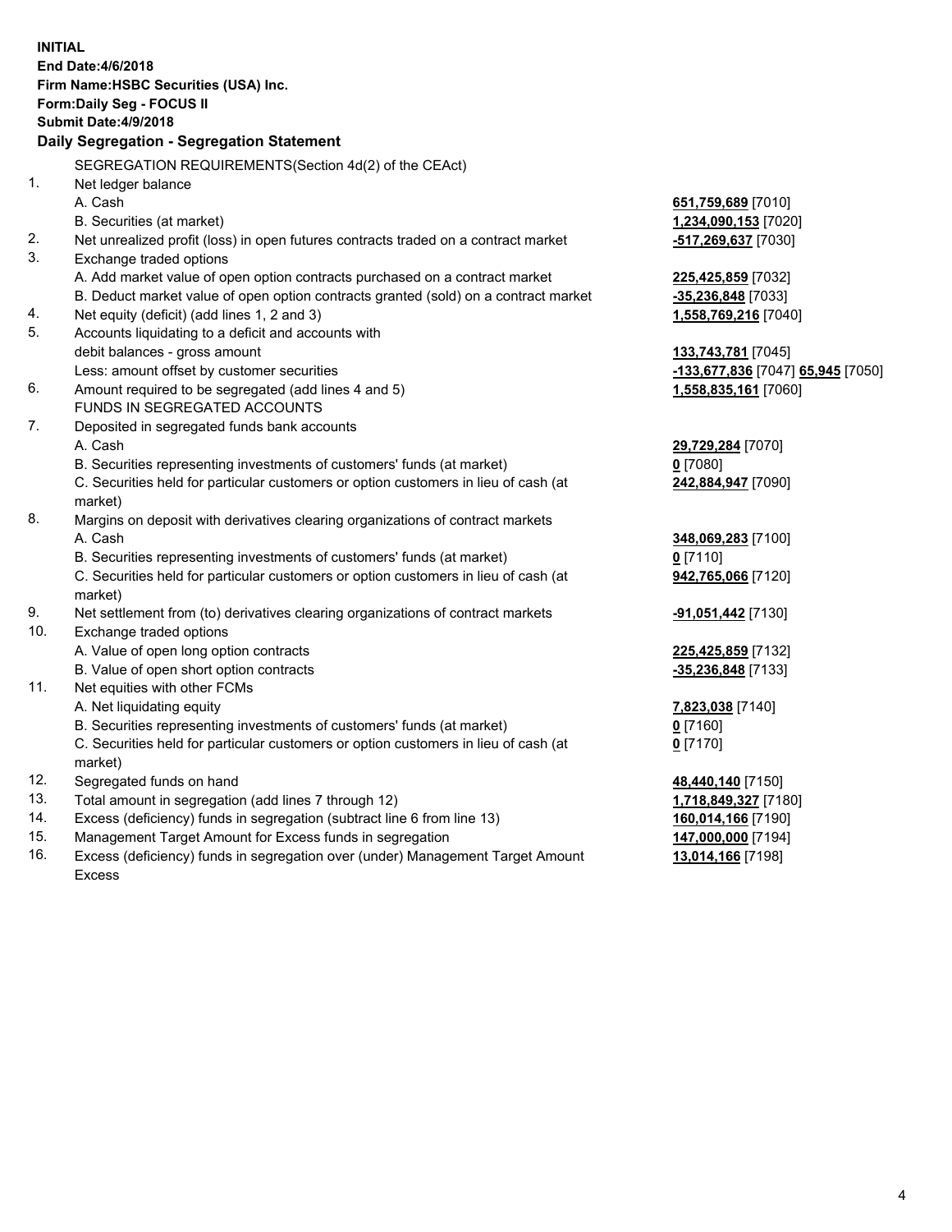**INITIAL**
**End Date:4/6/2018**
**Firm Name:HSBC Securities (USA) Inc.**
**Form:Daily Seg - FOCUS II**
**Submit Date:4/9/2018**

### Daily Segregation - Segregation Statement

SEGREGATION REQUIREMENTS(Section 4d(2) of the CEAct)

| | | |
|---|---|---|
| 1. | Net ledger balance | |
| | A. Cash | **651,759,689** [7010] |
| | B. Securities (at market) | **1,234,090,153** [7020] |
| 2. | Net unrealized profit (loss) in open futures contracts traded on a contract market | **-517,269,637** [7030] |
| 3. | Exchange traded options | |
| | A. Add market value of open option contracts purchased on a contract market | **225,425,859** [7032] |
| | B. Deduct market value of open option contracts granted (sold) on a contract market | **-35,236,848** [7033] |
| 4. | Net equity (deficit) (add lines 1, 2 and 3) | **1,558,769,216** [7040] |
| 5. | Accounts liquidating to a deficit and accounts with debit balances - gross amount | **133,743,781** [7045] |
| | Less: amount offset by customer securities | **-133,677,836** [7047] **65,945** [7050] |
| 6. | Amount required to be segregated (add lines 4 and 5) | **1,558,835,161** [7060] |
| | FUNDS IN SEGREGATED ACCOUNTS | |
| 7. | Deposited in segregated funds bank accounts | |
| | A. Cash | **29,729,284** [7070] |
| | B. Securities representing investments of customers' funds (at market) | **0** [7080] |
| | C. Securities held for particular customers or option customers in lieu of cash (at market) | **242,884,947** [7090] |
| 8. | Margins on deposit with derivatives clearing organizations of contract markets | |
| | A. Cash | **348,069,283** [7100] |
| | B. Securities representing investments of customers' funds (at market) | **0** [7110] |
| | C. Securities held for particular customers or option customers in lieu of cash (at market) | **942,765,066** [7120] |
| 9. | Net settlement from (to) derivatives clearing organizations of contract markets | **-91,051,442** [7130] |
| 10. | Exchange traded options | |
| | A. Value of open long option contracts | **225,425,859** [7132] |
| | B. Value of open short option contracts | **-35,236,848** [7133] |
| 11. | Net equities with other FCMs | |
| | A. Net liquidating equity | **7,823,038** [7140] |
| | B. Securities representing investments of customers' funds (at market) | **0** [7160] |
| | C. Securities held for particular customers or option customers in lieu of cash (at market) | **0** [7170] |
| 12. | Segregated funds on hand | **48,440,140** [7150] |
| 13. | Total amount in segregation (add lines 7 through 12) | **1,718,849,327** [7180] |
| 14. | Excess (deficiency) funds in segregation (subtract line 6 from line 13) | **160,014,166** [7190] |
| 15. | Management Target Amount for Excess funds in segregation | **147,000,000** [7194] |
| 16. | Excess (deficiency) funds in segregation over (under) Management Target Amount Excess | **13,014,166** [7198] |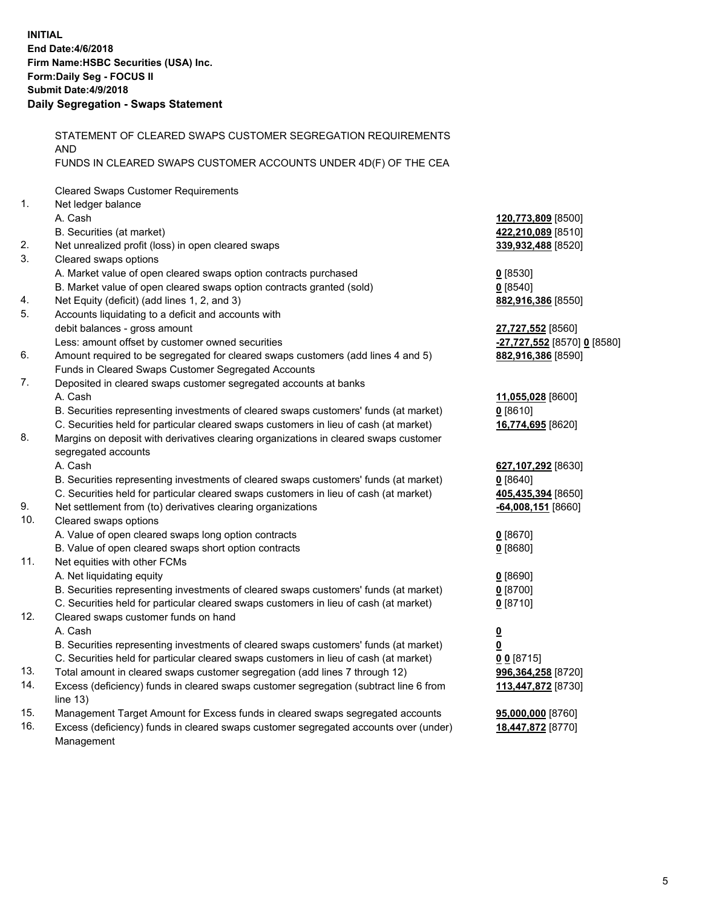**INITIAL**
**End Date:4/6/2018**
**Firm Name:HSBC Securities (USA) Inc.**
**Form:Daily Seg - FOCUS II**
**Submit Date:4/9/2018**
**Daily Segregation - Swaps Statement**

STATEMENT OF CLEARED SWAPS CUSTOMER SEGREGATION REQUIREMENTS AND FUNDS IN CLEARED SWAPS CUSTOMER ACCOUNTS UNDER 4D(F) OF THE CEA

| | | |
|---|---|---|
| | Cleared Swaps Customer Requirements | |
| 1. | Net ledger balance | |
| | A. Cash | 120,773,809 [8500] |
| | B. Securities (at market) | 422,210,089 [8510] |
| 2. | Net unrealized profit (loss) in open cleared swaps | 339,932,488 [8520] |
| 3. | Cleared swaps options | |
| | A. Market value of open cleared swaps option contracts purchased | 0 [8530] |
| | B. Market value of open cleared swaps option contracts granted (sold) | 0 [8540] |
| 4. | Net Equity (deficit) (add lines 1, 2, and 3) | 882,916,386 [8550] |
| 5. | Accounts liquidating to a deficit and accounts with debit balances - gross amount | 27,727,552 [8560] |
| | Less: amount offset by customer owned securities | -27,727,552 [8570] 0 [8580] |
| 6. | Amount required to be segregated for cleared swaps customers (add lines 4 and 5) | 882,916,386 [8590] |
| | Funds in Cleared Swaps Customer Segregated Accounts | |
| 7. | Deposited in cleared swaps customer segregated accounts at banks | |
| | A. Cash | 11,055,028 [8600] |
| | B. Securities representing investments of cleared swaps customers' funds (at market) | 0 [8610] |
| | C. Securities held for particular cleared swaps customers in lieu of cash (at market) | 16,774,695 [8620] |
| 8. | Margins on deposit with derivatives clearing organizations in cleared swaps customer segregated accounts | |
| | A. Cash | 627,107,292 [8630] |
| | B. Securities representing investments of cleared swaps customers' funds (at market) | 0 [8640] |
| | C. Securities held for particular cleared swaps customers in lieu of cash (at market) | 405,435,394 [8650] |
| 9. | Net settlement from (to) derivatives clearing organizations | -64,008,151 [8660] |
| 10. | Cleared swaps options | |
| | A. Value of open cleared swaps long option contracts | 0 [8670] |
| | B. Value of open cleared swaps short option contracts | 0 [8680] |
| 11. | Net equities with other FCMs | |
| | A. Net liquidating equity | 0 [8690] |
| | B. Securities representing investments of cleared swaps customers' funds (at market) | 0 [8700] |
| | C. Securities held for particular cleared swaps customers in lieu of cash (at market) | 0 [8710] |
| 12. | Cleared swaps customer funds on hand | |
| | A. Cash | 0 |
| | B. Securities representing investments of cleared swaps customers' funds (at market) | 0 |
| | C. Securities held for particular cleared swaps customers in lieu of cash (at market) | 0 0 [8715] |
| 13. | Total amount in cleared swaps customer segregation (add lines 7 through 12) | 996,364,258 [8720] |
| 14. | Excess (deficiency) funds in cleared swaps customer segregation (subtract line 6 from line 13) | 113,447,872 [8730] |
| 15. | Management Target Amount for Excess funds in cleared swaps segregated accounts | 95,000,000 [8760] |
| 16. | Excess (deficiency) funds in cleared swaps customer segregated accounts over (under) Management | 18,447,872 [8770] |